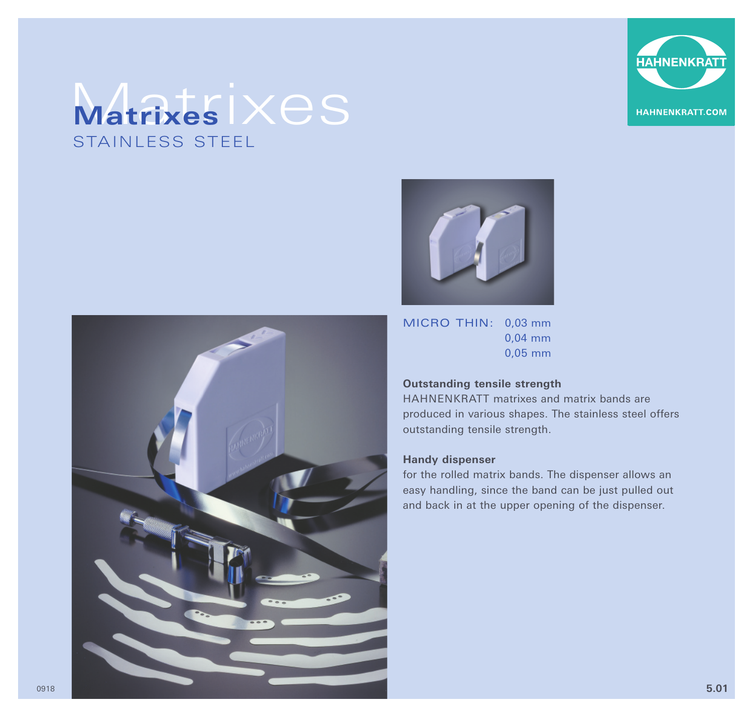# Matrixes

STAINLESS STEEL

HAHNENKRATT

HAHNENKRATT.COM

MICRO THIN: 0,03 mm
0,04 mm
0,05 mm

**Outstanding tensile strength**

HAHNENKRATT matrixes and matrix bands are produced in various shapes. The stainless steel offers outstanding tensile strength.

**Handy dispenser**

for the rolled matrix bands. The dispenser allows an easy handling, since the band can be just pulled out and back in at the upper opening of the dispenser.

0918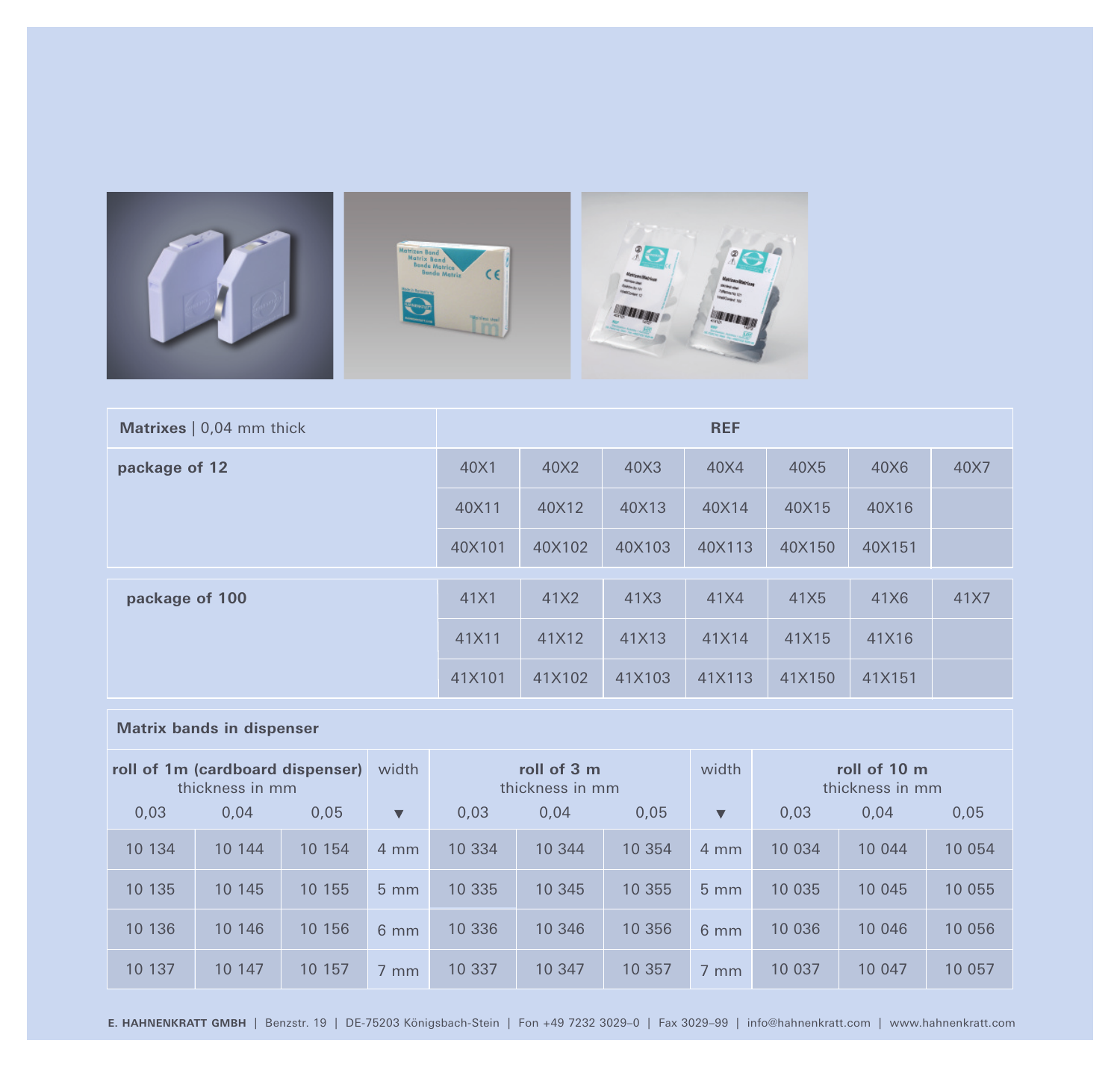| **Matrixes** \| 0,04 mm thick | REF | | | | | | |
|---|---|---|---|---|---|---|---|
| **package of 12** | 40X1 | 40X2 | 40X3 | 40X4 | 40X5 | 40X6 | 40X7 |
| | 40X11 | 40X12 | 40X13 | 40X14 | 40X15 | 40X16 | |
| | 40X101 | 40X102 | 40X103 | 40X113 | 40X150 | 40X151 | |
| **package of 100** | 41X1 | 41X2 | 41X3 | 41X4 | 41X5 | 41X6 | 41X7 |
| | 41X11 | 41X12 | 41X13 | 41X14 | 41X15 | 41X16 | |
| | 41X101 | 41X102 | 41X103 | 41X113 | 41X150 | 41X151 | |

**Matrix bands in dispenser**

| **roll of 1m (cardboard dispenser)** thickness in mm | | | width | **roll of 3 m** thickness in mm | | | width | **roll of 10 m** thickness in mm | | |
|---|---|---|---|---|---|---|---|---|---|---|
| 0,03 | 0,04 | 0,05 | ▼ | 0,03 | 0,04 | 0,05 | ▼ | 0,03 | 0,04 | 0,05 |
| 10 134 | 10 144 | 10 154 | 4 mm | 10 334 | 10 344 | 10 354 | 4 mm | 10 034 | 10 044 | 10 054 |
| 10 135 | 10 145 | 10 155 | 5 mm | 10 335 | 10 345 | 10 355 | 5 mm | 10 035 | 10 045 | 10 055 |
| 10 136 | 10 146 | 10 156 | 6 mm | 10 336 | 10 346 | 10 356 | 6 mm | 10 036 | 10 046 | 10 056 |
| 10 137 | 10 147 | 10 157 | 7 mm | 10 337 | 10 347 | 10 357 | 7 mm | 10 037 | 10 047 | 10 057 |

**E. HAHNENKRATT GMBH** | Benzstr. 19 | DE-75203 Königsbach-Stein | Fon +49 7232 3029–0 | Fax 3029–99 | info@hahnenkratt.com | www.hahnenkratt.com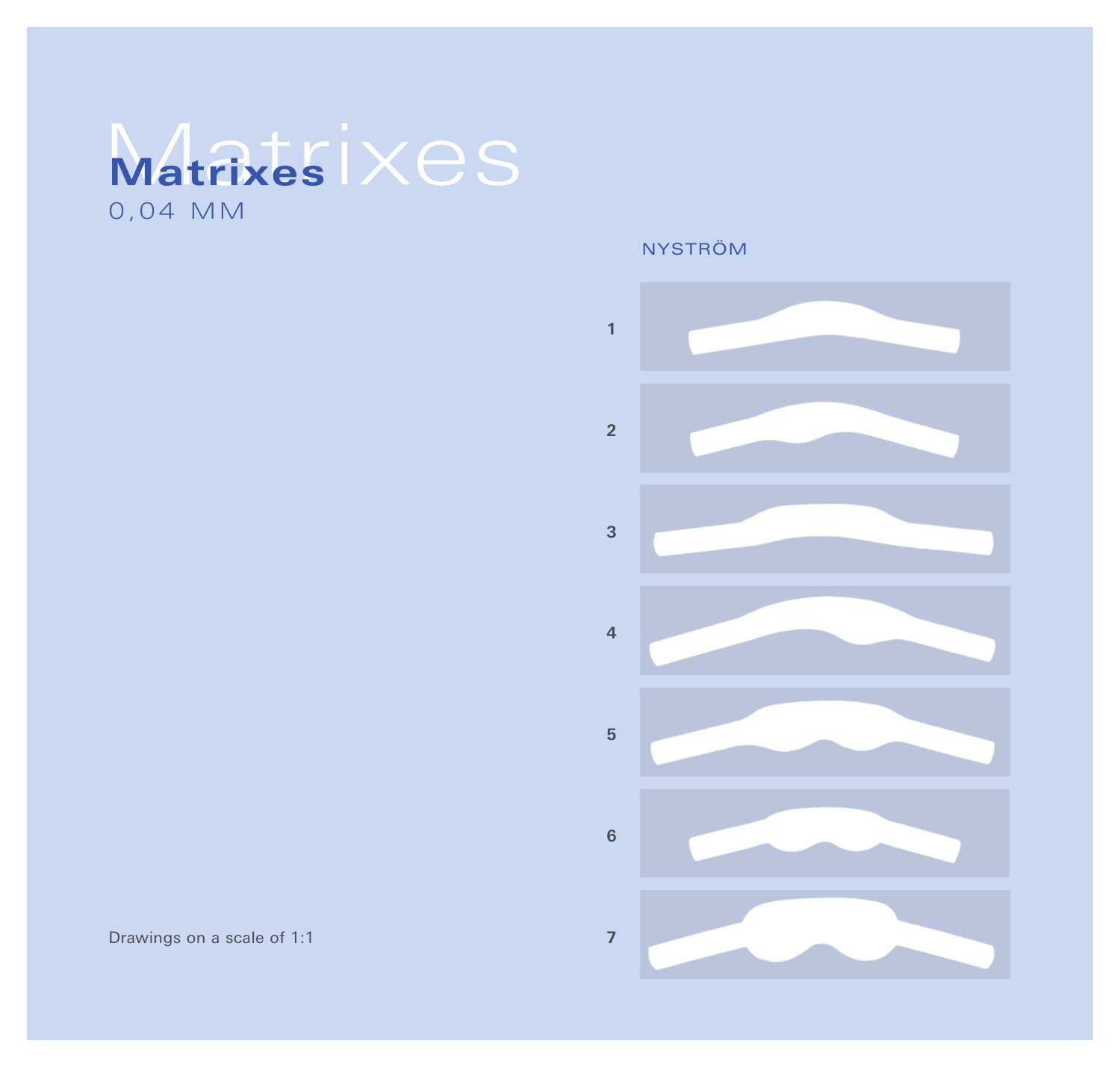# Matrixes

0,04 MM

NYSTRÖM

1

2

3

4

5

6

7

Drawings on a scale of 1:1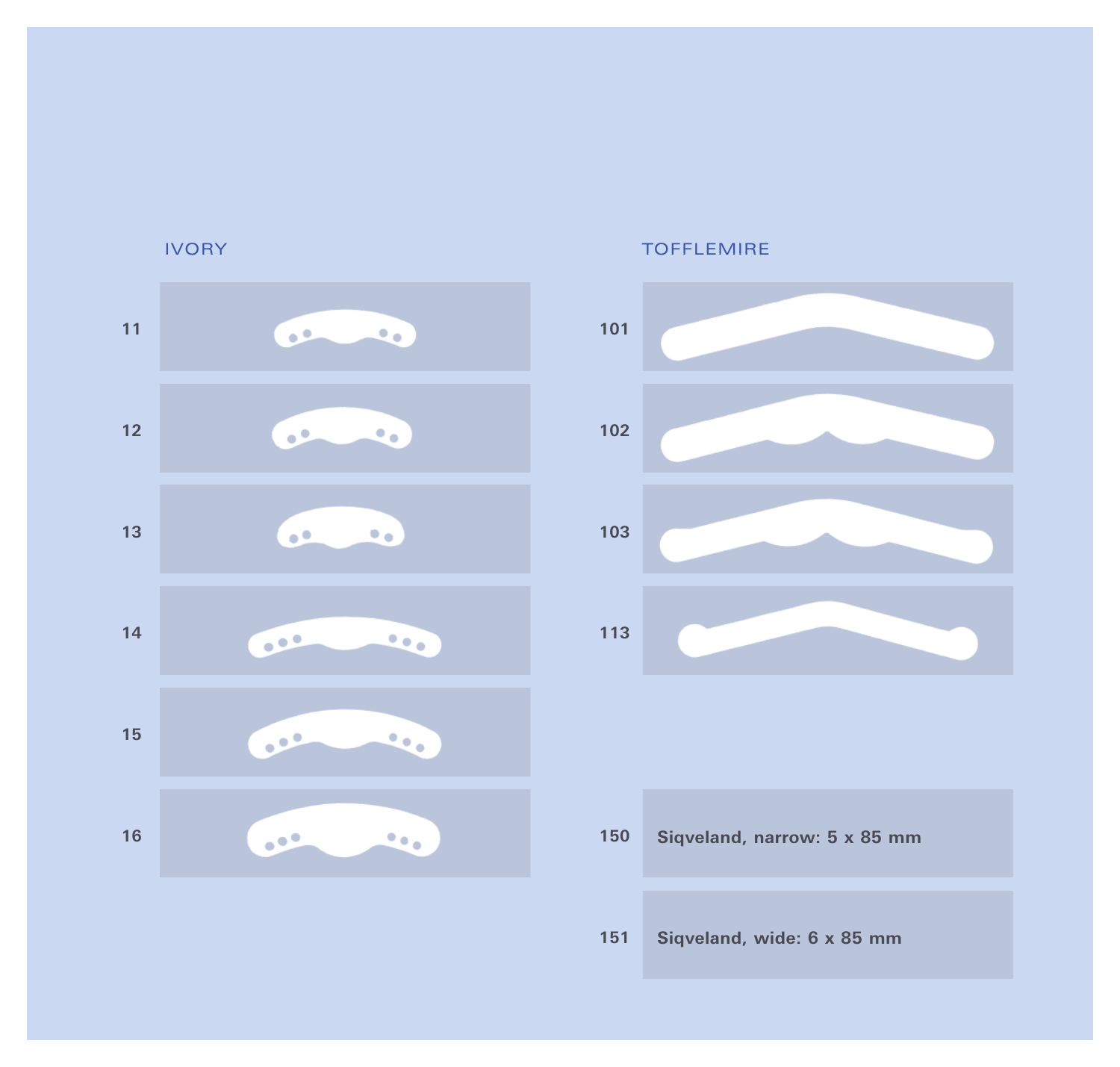## IVORY

11

12

13

14

15

16

## TOFFLEMIRE

101

102

103

113

150 Siqveland, narrow: 5 x 85 mm

151 Siqveland, wide: 6 x 85 mm